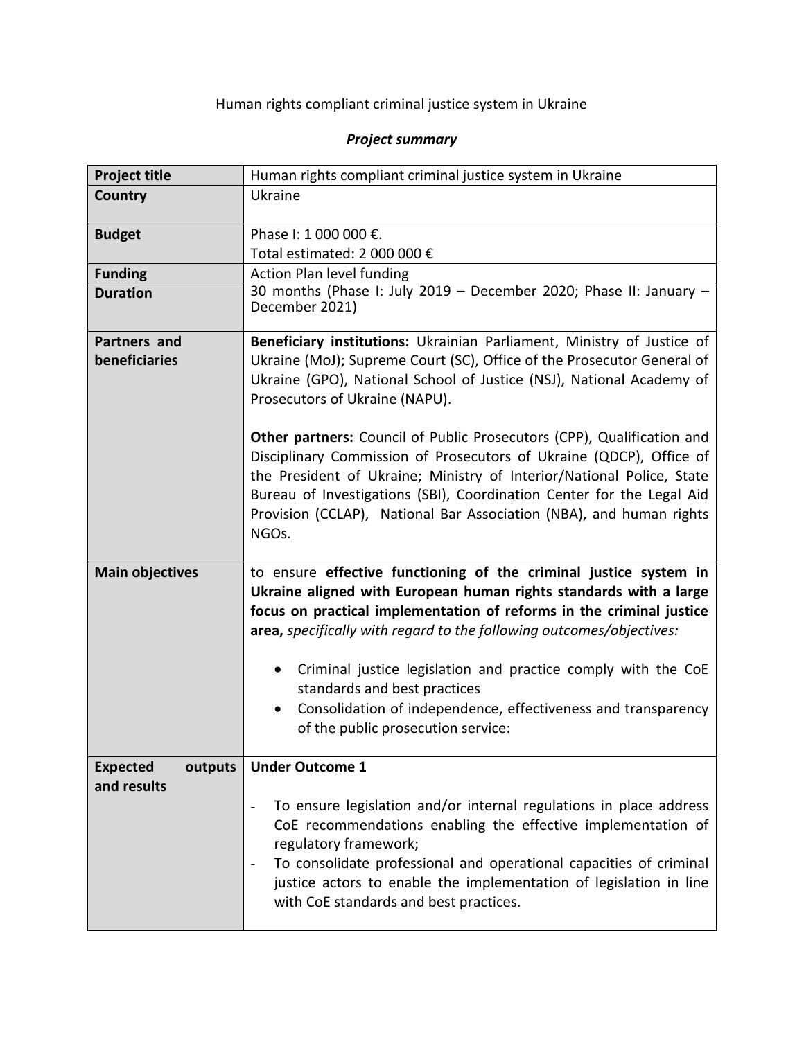Human rights compliant criminal justice system in Ukraine

***Project summary***

| **Project title** | Human rights compliant criminal justice system in Ukraine |
|---|---|
| **Country** | Ukraine |
| **Budget** | Phase I: 1 000 000 €.<br>Total estimated: 2 000 000 € |
| **Funding** | Action Plan level funding |
| **Duration** | 30 months (Phase I: July 2019 – December 2020; Phase II: January – December 2021) |
| **Partners and beneficiaries** | **Beneficiary institutions:** Ukrainian Parliament, Ministry of Justice of Ukraine (MoJ); Supreme Court (SC), Office of the Prosecutor General of Ukraine (GPO), National School of Justice (NSJ), National Academy of Prosecutors of Ukraine (NAPU).<br><br>**Other partners:** Council of Public Prosecutors (CPP), Qualification and Disciplinary Commission of Prosecutors of Ukraine (QDCP), Office of the President of Ukraine; Ministry of Interior/National Police, State Bureau of Investigations (SBI), Coordination Center for the Legal Aid Provision (CCLAP), National Bar Association (NBA), and human rights NGOs. |
| **Main objectives** | to ensure **effective functioning of the criminal justice system in Ukraine aligned with European human rights standards with a large focus on practical implementation of reforms in the criminal justice area,** *specifically with regard to the following outcomes/objectives:*<br><br>• Criminal justice legislation and practice comply with the CoE standards and best practices<br>• Consolidation of independence, effectiveness and transparency of the public prosecution service: |
| **Expected outputs and results** | **Under Outcome 1**<br><br>- To ensure legislation and/or internal regulations in place address CoE recommendations enabling the effective implementation of regulatory framework;<br>- To consolidate professional and operational capacities of criminal justice actors to enable the implementation of legislation in line with CoE standards and best practices. |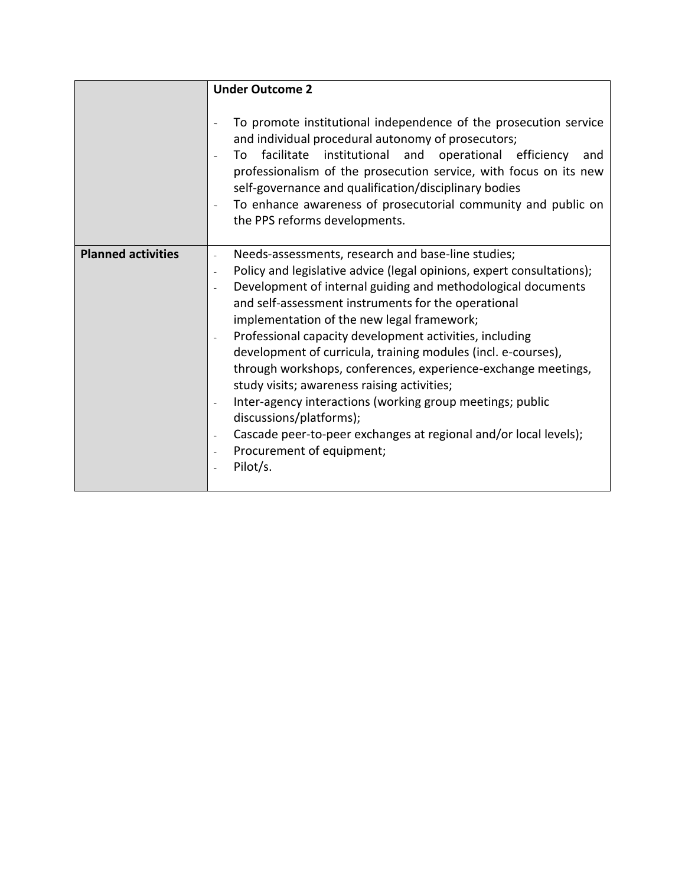| | |
|---|---|
| | **Under Outcome 2**<br><br>- To promote institutional independence of the prosecution service and individual procedural autonomy of prosecutors;<br>- To facilitate institutional and operational efficiency and professionalism of the prosecution service, with focus on its new self-governance and qualification/disciplinary bodies<br>- To enhance awareness of prosecutorial community and public on the PPS reforms developments. |
| **Planned activities** | - Needs-assessments, research and base-line studies;<br>- Policy and legislative advice (legal opinions, expert consultations);<br>- Development of internal guiding and methodological documents and self-assessment instruments for the operational implementation of the new legal framework;<br>- Professional capacity development activities, including development of curricula, training modules (incl. e-courses), through workshops, conferences, experience-exchange meetings, study visits; awareness raising activities;<br>- Inter-agency interactions (working group meetings; public discussions/platforms);<br>- Cascade peer-to-peer exchanges at regional and/or local levels);<br>- Procurement of equipment;<br>- Pilot/s. |